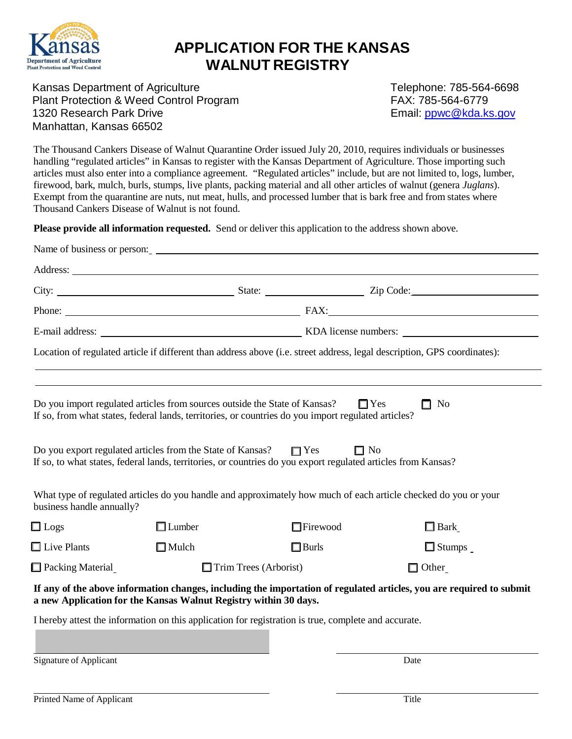Kansas Department of Agriculture
Plant Protection and Weed Control

# APPLICATION FOR THE KANSAS WALNUT REGISTRY

Kansas Department of Agriculture
Plant Protection & Weed Control Program
1320 Research Park Drive
Manhattan, Kansas 66502

Telephone: 785-564-6698
FAX: 785-564-6779
Email: ppwc@kda.ks.gov

The Thousand Cankers Disease of Walnut Quarantine Order issued July 20, 2010, requires individuals or businesses handling "regulated articles" in Kansas to register with the Kansas Department of Agriculture. Those importing such articles must also enter into a compliance agreement. "Regulated articles" include, but are not limited to, logs, lumber, firewood, bark, mulch, burls, stumps, live plants, packing material and all other articles of walnut (genera *Juglans*). Exempt from the quarantine are nuts, nut meat, hulls, and processed lumber that is bark free and from states where Thousand Cankers Disease of Walnut is not found.

**Please provide all information requested.** Send or deliver this application to the address shown above.

Name of business or person: ______________________________

Address: ______________________________

City: ______________ State: ______________ Zip Code: ______________

Phone: ______________ FAX: ______________

E-mail address: ______________ KDA license numbers: ______________

Location of regulated article if different than address above (i.e. street address, legal description, GPS coordinates):

______________________________

______________________________

Do you import regulated articles from sources outside the State of Kansas? ☐ Yes ☐ No
If so, from what states, federal lands, territories, or countries do you import regulated articles?

Do you export regulated articles from the State of Kansas? ☐ Yes ☐ No
If so, to what states, federal lands, territories, or countries do you export regulated articles from Kansas?

What type of regulated articles do you handle and approximately how much of each article checked do you or your business handle annually?

☐ Logs ☐ Lumber ☐ Firewood ☐ Bark

☐ Live Plants ☐ Mulch ☐ Burls ☐ Stumps

☐ Packing Material ☐ Trim Trees (Arborist) ☐ Other

**If any of the above information changes, including the importation of regulated articles, you are required to submit a new Application for the Kansas Walnut Registry within 30 days.**

I hereby attest the information on this application for registration is true, complete and accurate.

______________________________ ______________________________
Signature of Applicant Date

______________________________ ______________________________
Printed Name of Applicant Title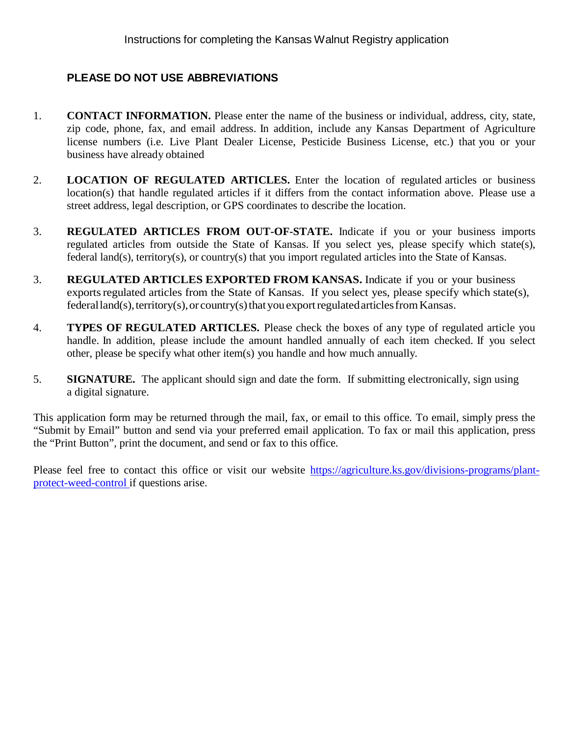Instructions for completing the Kansas Walnut Registry application

**PLEASE DO NOT USE ABBREVIATIONS**

1. **CONTACT INFORMATION.** Please enter the name of the business or individual, address, city, state, zip code, phone, fax, and email address. In addition, include any Kansas Department of Agriculture license numbers (i.e. Live Plant Dealer License, Pesticide Business License, etc.) that you or your business have already obtained

2. **LOCATION OF REGULATED ARTICLES.** Enter the location of regulated articles or business location(s) that handle regulated articles if it differs from the contact information above. Please use a street address, legal description, or GPS coordinates to describe the location.

3. **REGULATED ARTICLES FROM OUT-OF-STATE.** Indicate if you or your business imports regulated articles from outside the State of Kansas. If you select yes, please specify which state(s), federal land(s), territory(s), or country(s) that you import regulated articles into the State of Kansas.

3. **REGULATED ARTICLES EXPORTED FROM KANSAS.** Indicate if you or your business exports regulated articles from the State of Kansas. If you select yes, please specify which state(s), federal land(s), territory(s), or country(s) that you export regulated articles from Kansas.

4. **TYPES OF REGULATED ARTICLES.** Please check the boxes of any type of regulated article you handle. In addition, please include the amount handled annually of each item checked. If you select other, please be specify what other item(s) you handle and how much annually.

5. **SIGNATURE.** The applicant should sign and date the form. If submitting electronically, sign using a digital signature.

This application form may be returned through the mail, fax, or email to this office. To email, simply press the "Submit by Email" button and send via your preferred email application. To fax or mail this application, press the "Print Button", print the document, and send or fax to this office.

Please feel free to contact this office or visit our website [https://agriculture.ks.gov/divisions-programs/plant-protect-weed-control](https://agriculture.ks.gov/divisions-programs/plant-protect-weed-control) if questions arise.